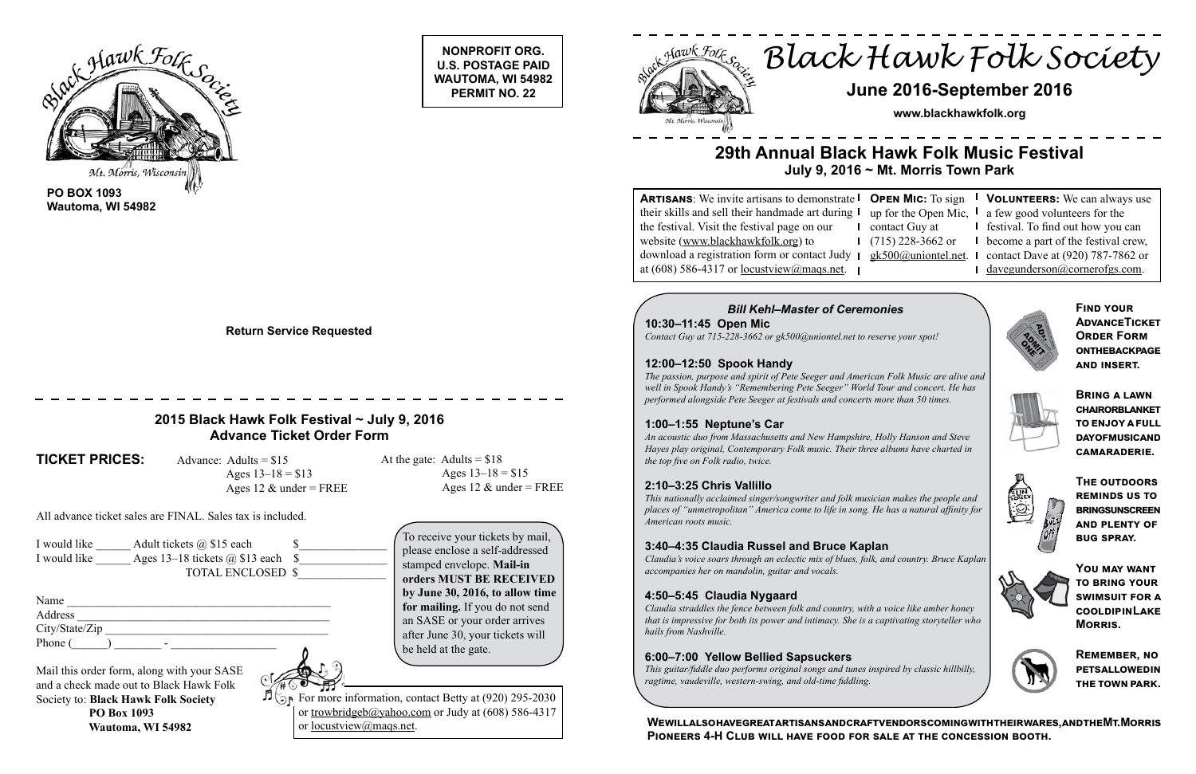Black Hawk Folk Society
Mt. Morris, Wisconsin

**PO BOX 1093**
**Wautoma, WI 54982**

**NONPROFIT ORG.**
**U.S. POSTAGE PAID**
**WAUTOMA, WI 54982**
**PERMIT NO. 22**

**Return Service Requested**

## 2015 Black Hawk Folk Festival ~ July 9, 2016
## Advance Ticket Order Form

**TICKET PRICES:**

| Advance | At the gate |
|---|---|
| Adults = $15 | Adults = $18 |
| Ages 13–18 = $13 | Ages 13–18 = $15 |
| Ages 12 & under = FREE | Ages 12 & under = FREE |

All advance ticket sales are FINAL. Sales tax is included.

I would like ______ Adult tickets @ $15 each $______________

I would like ______ Ages 13–18 tickets @ $13 each $______________

TOTAL ENCLOSED $______________

To receive your tickets by mail, please enclose a self-addressed stamped envelope. **Mail-in orders MUST BE RECEIVED by June 30, 2016, to allow time for mailing.** If you do not send an SASE or your order arrives after June 30, your tickets will be held at the gate.

Name ______________________________________________

Address ____________________________________________

City/State/Zip _______________________________________

Phone (______) ________ - ________________

Mail this order form, along with your SASE and a check made out to Black Hawk Folk Society to: **Black Hawk Folk Society**
**PO Box 1093**
**Wautoma, WI 54982**

For more information, contact Betty at (920) 295-2030 or trowbridgeb@yahoo.com or Judy at (608) 586-4317 or locustview@maqs.net.

# Black Hawk Folk Society

## June 2016-September 2016

**www.blackhawkfolk.org**

## 29th Annual Black Hawk Folk Music Festival
**July 9, 2016 ~ Mt. Morris Town Park**

**ARTISANS**: We invite artisans to demonstrate their skills and sell their handmade art during the festival. Visit the festival page on our website (www.blackhawkfolk.org) to download a registration form or contact Judy at (608) 586-4317 or locustview@maqs.net.

**OPEN MIC:** To sign up for the Open Mic, contact Guy at (715) 228-3662 or gk500@uniontel.net.

**VOLUNTEERS:** We can always use a few good volunteers for the festival. To find out how you can become a part of the festival crew, contact Dave at (920) 787-7862 or davegunderson@cornerofgs.com.

### *Bill Kehl–Master of Ceremonies*

**10:30–11:45 Open Mic**
*Contact Guy at 715-228-3662 or gk500@uniontel.net to reserve your spot!*

**12:00–12:50 Spook Handy**
*The passion, purpose and spirit of Pete Seeger and American Folk Music are alive and well in Spook Handy's "Remembering Pete Seeger" World Tour and concert. He has performed alongside Pete Seeger at festivals and concerts more than 50 times.*

**1:00–1:55 Neptune's Car**
*An acoustic duo from Massachusetts and New Hampshire, Holly Hanson and Steve Hayes play original, Contemporary Folk music. Their three albums have charted in the top five on Folk radio, twice.*

**2:10–3:25 Chris Vallillo**
*This nationally acclaimed singer/songwriter and folk musician makes the people and places of "unmetropolitan" America come to life in song. He has a natural affinity for American roots music.*

**3:40–4:35 Claudia Russel and Bruce Kaplan**
*Claudia's voice soars through an eclectic mix of blues, folk, and country. Bruce Kaplan accompanies her on mandolin, guitar and vocals.*

**4:50–5:45 Claudia Nygaard**
*Claudia straddles the fence between folk and country, with a voice like amber honey that is impressive for both its power and intimacy. She is a captivating storyteller who hails from Nashville.*

**6:00–7:00 Yellow Bellied Sapsuckers**
*This guitar/fiddle duo performs original songs and tunes inspired by classic hillbilly, ragtime, vaudeville, western-swing, and old-time fiddling.*

**FIND YOUR ADVANCE TICKET ORDER FORM ON THE BACK PAGE AND INSERT.**

**BRING A LAWN CHAIR OR BLANKET TO ENJOY A FULL DAY OF MUSIC AND CAMARADERIE.**

**THE OUTDOORS REMINDS US TO BRING SUNSCREEN AND PLENTY OF BUG SPRAY.**

**YOU MAY WANT TO BRING YOUR SWIMSUIT FOR A COOL DIP IN LAKE MORRIS.**

**REMEMBER, NO PETS ALLOWED IN THE TOWN PARK.**

**WE WILL ALSO HAVE GREAT ARTISANS AND CRAFT VENDORS COMING WITH THEIR WARES, AND THE MT. MORRIS PIONEERS 4-H CLUB WILL HAVE FOOD FOR SALE AT THE CONCESSION BOOTH.**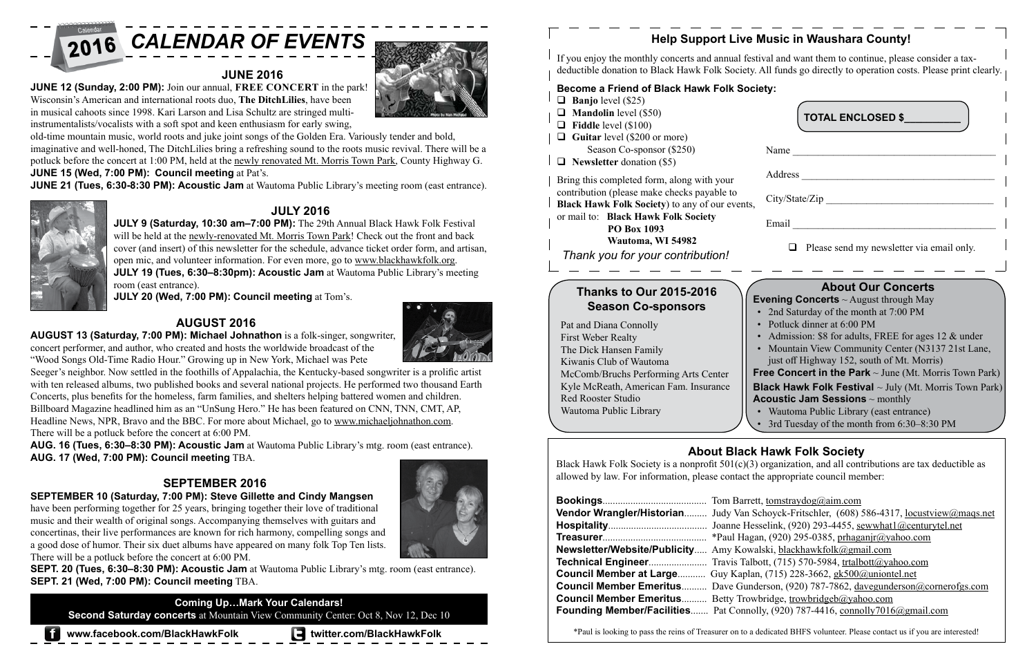# 2016 CALENDAR OF EVENTS

## JUNE 2016

**JUNE 12 (Sunday, 2:00 PM):** Join our annual, **FREE CONCERT** in the park! Wisconsin's American and international roots duo, **The DitchLilies**, have been in musical cahoots since 1998. Kari Larson and Lisa Schultz are stringed multi-instrumentalists/vocalists with a soft spot and keen enthusiasm for early swing, old-time mountain music, world roots and juke joint songs of the Golden Era. Variously tender and bold, imaginative and well-honed, The DitchLilies bring a refreshing sound to the roots music revival. There will be a potluck before the concert at 1:00 PM, held at the newly renovated Mt. Morris Town Park, County Highway G.

Photo by Nan Michaels

**JUNE 15 (Wed, 7:00 PM): Council meeting** at Pat's.

**JUNE 21 (Tues, 6:30-8:30 PM): Acoustic Jam** at Wautoma Public Library's meeting room (east entrance).

## JULY 2016

**JULY 9 (Saturday, 10:30 am–7:00 PM):** The 29th Annual Black Hawk Folk Festival will be held at the newly-renovated Mt. Morris Town Park! Check out the front and back cover (and insert) of this newsletter for the schedule, advance ticket order form, and artisan, open mic, and volunteer information. For even more, go to www.blackhawkfolk.org.

**JULY 19 (Tues, 6:30–8:30pm): Acoustic Jam** at Wautoma Public Library's meeting room (east entrance).

**JULY 20 (Wed, 7:00 PM): Council meeting** at Tom's.

## AUGUST 2016

**AUGUST 13 (Saturday, 7:00 PM): Michael Johnathon** is a folk-singer, songwriter, concert performer, and author, who created and hosts the worldwide broadcast of the "Wood Songs Old-Time Radio Hour." Growing up in New York, Michael was Pete Seeger's neighbor. Now settled in the foothills of Appalachia, the Kentucky-based songwriter is a prolific artist with ten released albums, two published books and several national projects. He performed two thousand Earth Concerts, plus benefits for the homeless, farm families, and shelters helping battered women and children. Billboard Magazine headlined him as an "UnSung Hero." He has been featured on CNN, TNN, CMT, AP, Headline News, NPR, Bravo and the BBC. For more about Michael, go to www.michaeljohnathon.com. There will be a potluck before the concert at 6:00 PM.

**AUG. 16 (Tues, 6:30–8:30 PM): Acoustic Jam** at Wautoma Public Library's mtg. room (east entrance).

**AUG. 17 (Wed, 7:00 PM): Council meeting** TBA.

## SEPTEMBER 2016

**SEPTEMBER 10 (Saturday, 7:00 PM): Steve Gillette and Cindy Mangsen** have been performing together for 25 years, bringing together their love of traditional music and their wealth of original songs. Accompanying themselves with guitars and concertinas, their live performances are known for rich harmony, compelling songs and a good dose of humor. Their six duet albums have appeared on many folk Top Ten lists. There will be a potluck before the concert at 6:00 PM.

**SEPT. 20 (Tues, 6:30–8:30 PM): Acoustic Jam** at Wautoma Public Library's mtg. room (east entrance).

**SEPT. 21 (Wed, 7:00 PM): Council meeting** TBA.

**Coming Up…Mark Your Calendars!**
**Second Saturday concerts** at Mountain View Community Center: Oct 8, Nov 12, Dec 10

**www.facebook.com/BlackHawkFolk** **twitter.com/BlackHawkFolk**

## Help Support Live Music in Waushara County!

If you enjoy the monthly concerts and annual festival and want them to continue, please consider a tax-deductible donation to Black Hawk Folk Society. All funds go directly to operation costs. Please print clearly.

**Become a Friend of Black Hawk Folk Society:**

- ❑ **Banjo** level ($25)
- ❑ **Mandolin** level ($50)
- ❑ **Fiddle** level ($100)
- ❑ **Guitar** level ($200 or more)
  Season Co-sponsor ($250)
- ❑ **Newsletter** donation ($5)

**TOTAL ENCLOSED $__________**

Name ______________________________

Address ______________________________

City/State/Zip ______________________________

Email ______________________________

❑ Please send my newsletter via email only.

Bring this completed form, along with your contribution (please make checks payable to **Black Hawk Folk Society**) to any of our events, or mail to: **Black Hawk Folk Society**
**PO Box 1093**
**Wautoma, WI 54982**

*Thank you for your contribution!*

## Thanks to Our 2015-2016 Season Co-sponsors

Pat and Diana Connolly
First Weber Realty
The Dick Hansen Family
Kiwanis Club of Wautoma
McComb/Bruchs Performing Arts Center
Kyle McReath, American Fam. Insurance
Red Rooster Studio
Wautoma Public Library

## About Our Concerts

**Evening Concerts** ~ August through May
- 2nd Saturday of the month at 7:00 PM
- Potluck dinner at 6:00 PM
- Admission: $8 for adults, FREE for ages 12 & under
- Mountain View Community Center (N3137 21st Lane, just off Highway 152, south of Mt. Morris)

**Free Concert in the Park** ~ June (Mt. Morris Town Park)

**Black Hawk Folk Festival** ~ July (Mt. Morris Town Park)

**Acoustic Jam Sessions** ~ monthly
- Wautoma Public Library (east entrance)
- 3rd Tuesday of the month from 6:30–8:30 PM

## About Black Hawk Folk Society

Black Hawk Folk Society is a nonprofit 501(c)(3) organization, and all contributions are tax deductible as allowed by law. For information, please contact the appropriate council member:

**Bookings**......... Tom Barrett, tomstraydog@aim.com
**Vendor Wrangler/Historian**......... Judy Van Schoyck-Fritschler, (608) 586-4317, locustview@maqs.net
**Hospitality**......... Joanne Hesselink, (920) 293-4455, sewwhat1@centurytel.net
**Treasurer**......... *Paul Hagan, (920) 295-0385, prhaganjr@yahoo.com
**Newsletter/Website/Publicity**..... Amy Kowalski, blackhawkfolk@gmail.com
**Technical Engineer**......... Travis Talbott, (715) 570-5984, trtalbott@yahoo.com
**Council Member at Large**......... Guy Kaplan, (715) 228-3662, gk500@uniontel.net
**Council Member Emeritus**......... Dave Gunderson, (920) 787-7862, davegunderson@cornerofgs.com
**Council Member Emeritus**......... Betty Trowbridge, trowbridgeb@yahoo.com
**Founding Member/Facilities**....... Pat Connolly, (920) 787-4416, connolly7016@gmail.com

*Paul is looking to pass the reins of Treasurer on to a dedicated BHFS volunteer. Please contact us if you are interested!